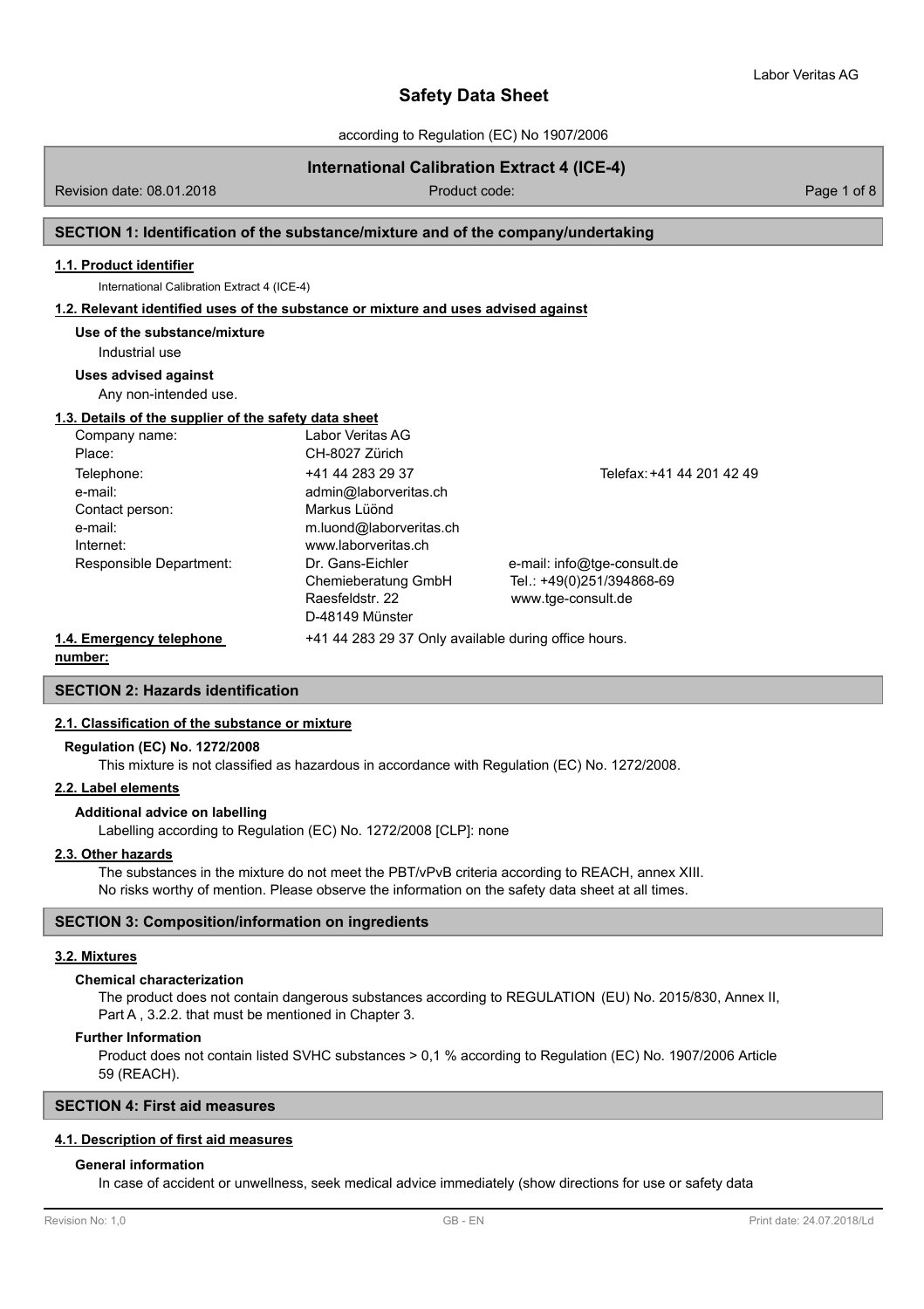# Safety Data Sheet

according to Regulation (EC) No 1907/2006

**International Calibration Extract 4 (ICE-4)**

Revision date: 08.01.2018 | Product code:

## SECTION 1: Identification of the substance/mixture and of the company/undertaking

### 1.1. Product identifier

International Calibration Extract 4 (ICE-4)

### 1.2. Relevant identified uses of the substance or mixture and uses advised against

**Use of the substance/mixture**

Industrial use

**Uses advised against**

Any non-intended use.

### 1.3. Details of the supplier of the safety data sheet

| | | |
|---|---|---|
| Company name: | Labor Veritas AG | |
| Place: | CH-8027 Zürich | |
| Telephone: | +41 44 283 29 37 | Telefax: +41 44 201 42 49 |
| e-mail: | admin@laborveritas.ch | |
| Contact person: | Markus Lüönd | |
| e-mail: | m.luond@laborveritas.ch | |
| Internet: | www.laborveritas.ch | |
| Responsible Department: | Dr. Gans-Eichler Chemieberatung GmbH Raesfeldstr. 22 D-48149 Münster | e-mail: info@tge-consult.de Tel.: +49(0)251/394868-69 www.tge-consult.de |

### 1.4. Emergency telephone number:

+41 44 283 29 37 Only available during office hours.

## SECTION 2: Hazards identification

### 2.1. Classification of the substance or mixture

**Regulation (EC) No. 1272/2008**

This mixture is not classified as hazardous in accordance with Regulation (EC) No. 1272/2008.

### 2.2. Label elements

**Additional advice on labelling**

Labelling according to Regulation (EC) No. 1272/2008 [CLP]: none

### 2.3. Other hazards

The substances in the mixture do not meet the PBT/vPvB criteria according to REACH, annex XIII.
No risks worthy of mention. Please observe the information on the safety data sheet at all times.

## SECTION 3: Composition/information on ingredients

### 3.2. Mixtures

**Chemical characterization**

The product does not contain dangerous substances according to REGULATION (EU) No. 2015/830, Annex II, Part A , 3.2.2. that must be mentioned in Chapter 3.

**Further Information**

Product does not contain listed SVHC substances > 0,1 % according to Regulation (EC) No. 1907/2006 Article 59 (REACH).

## SECTION 4: First aid measures

### 4.1. Description of first aid measures

**General information**

In case of accident or unwellness, seek medical advice immediately (show directions for use or safety data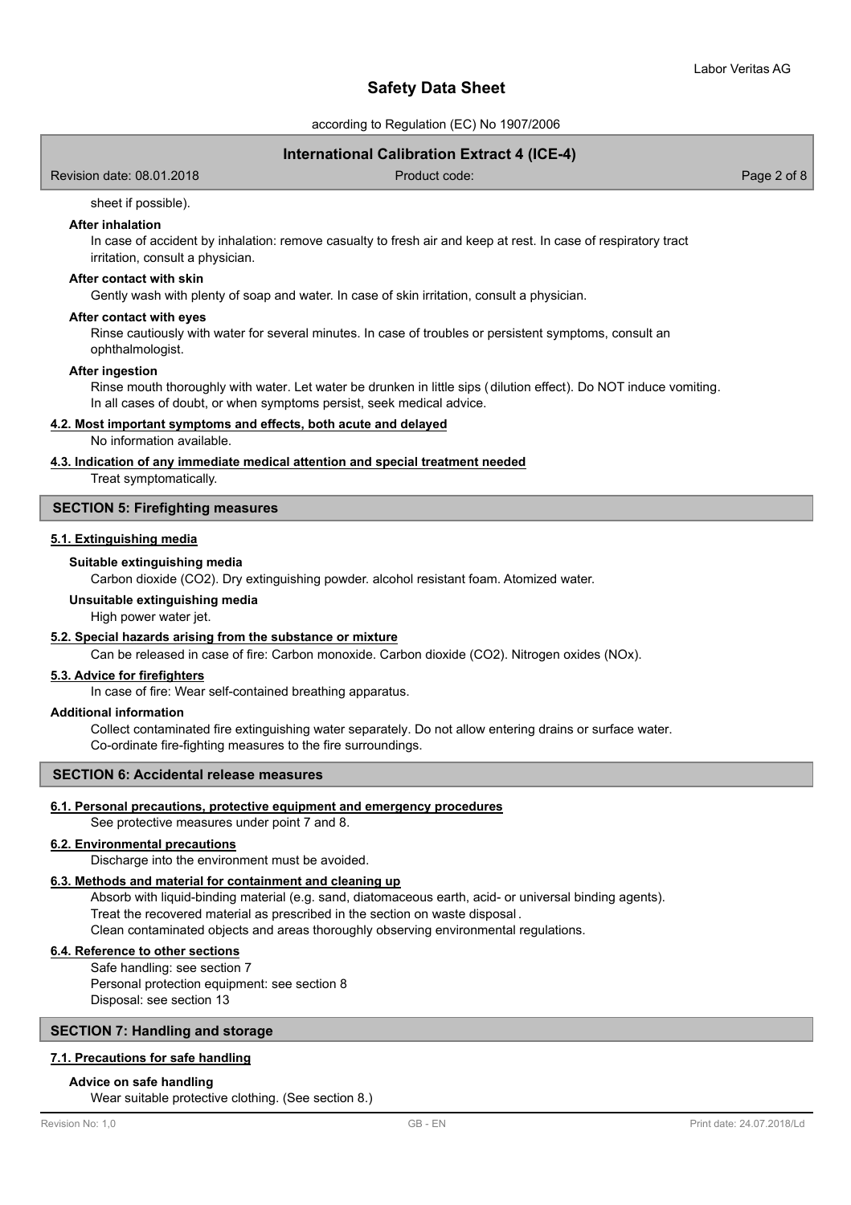sheet if possible).

**After inhalation**

In case of accident by inhalation: remove casualty to fresh air and keep at rest. In case of respiratory tract irritation, consult a physician.

**After contact with skin**

Gently wash with plenty of soap and water. In case of skin irritation, consult a physician.

**After contact with eyes**

Rinse cautiously with water for several minutes. In case of troubles or persistent symptoms, consult an ophthalmologist.

**After ingestion**

Rinse mouth thoroughly with water. Let water be drunken in little sips (dilution effect). Do NOT induce vomiting. In all cases of doubt, or when symptoms persist, seek medical advice.

### 4.2. Most important symptoms and effects, both acute and delayed

No information available.

### 4.3. Indication of any immediate medical attention and special treatment needed

Treat symptomatically.

## SECTION 5: Firefighting measures

### 5.1. Extinguishing media

**Suitable extinguishing media**

Carbon dioxide ($CO_2$). Dry extinguishing powder. alcohol resistant foam. Atomized water.

**Unsuitable extinguishing media**

High power water jet.

### 5.2. Special hazards arising from the substance or mixture

Can be released in case of fire: Carbon monoxide. Carbon dioxide ($CO_2$). Nitrogen oxides ($NO_x$).

### 5.3. Advice for firefighters

In case of fire: Wear self-contained breathing apparatus.

**Additional information**

Collect contaminated fire extinguishing water separately. Do not allow entering drains or surface water.
Co-ordinate fire-fighting measures to the fire surroundings.

## SECTION 6: Accidental release measures

### 6.1. Personal precautions, protective equipment and emergency procedures

See protective measures under point 7 and 8.

### 6.2. Environmental precautions

Discharge into the environment must be avoided.

### 6.3. Methods and material for containment and cleaning up

Absorb with liquid-binding material (e.g. sand, diatomaceous earth, acid- or universal binding agents).
Treat the recovered material as prescribed in the section on waste disposal.
Clean contaminated objects and areas thoroughly observing environmental regulations.

### 6.4. Reference to other sections

Safe handling: see section 7
Personal protection equipment: see section 8
Disposal: see section 13

## SECTION 7: Handling and storage

### 7.1. Precautions for safe handling

**Advice on safe handling**

Wear suitable protective clothing. (See section 8.)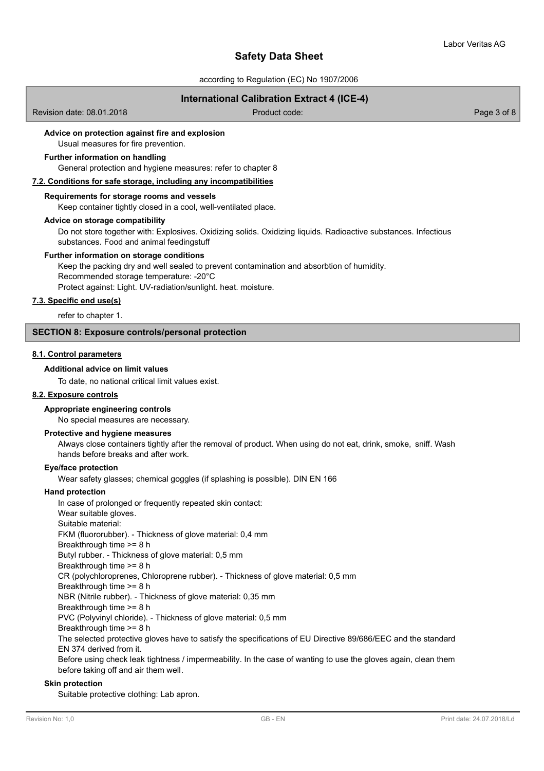#### Advice on protection against fire and explosion

Usual measures for fire prevention.

#### Further information on handling

General protection and hygiene measures: refer to chapter 8

### 7.2. Conditions for safe storage, including any incompatibilities

#### Requirements for storage rooms and vessels

Keep container tightly closed in a cool, well-ventilated place.

#### Advice on storage compatibility

Do not store together with: Explosives. Oxidizing solids. Oxidizing liquids. Radioactive substances. Infectious substances. Food and animal feedingstuff

#### Further information on storage conditions

Keep the packing dry and well sealed to prevent contamination and absorbtion of humidity.
Recommended storage temperature: -20°C
Protect against: Light. UV-radiation/sunlight. heat. moisture.

### 7.3. Specific end use(s)

refer to chapter 1.

## SECTION 8: Exposure controls/personal protection

### 8.1. Control parameters

#### Additional advice on limit values

To date, no national critical limit values exist.

### 8.2. Exposure controls

#### Appropriate engineering controls

No special measures are necessary.

#### Protective and hygiene measures

Always close containers tightly after the removal of product. When using do not eat, drink, smoke, sniff. Wash hands before breaks and after work.

#### Eye/face protection

Wear safety glasses; chemical goggles (if splashing is possible). DIN EN 166

#### Hand protection

In case of prolonged or frequently repeated skin contact:
Wear suitable gloves.
Suitable material:
FKM (fluororubber). - Thickness of glove material: 0,4 mm
Breakthrough time >= 8 h
Butyl rubber. - Thickness of glove material: 0,5 mm
Breakthrough time >= 8 h
CR (polychloroprenes, Chloroprene rubber). - Thickness of glove material: 0,5 mm
Breakthrough time >= 8 h
NBR (Nitrile rubber). - Thickness of glove material: 0,35 mm
Breakthrough time >= 8 h
PVC (Polyvinyl chloride). - Thickness of glove material: 0,5 mm
Breakthrough time >= 8 h
The selected protective gloves have to satisfy the specifications of EU Directive 89/686/EEC and the standard EN 374 derived from it.
Before using check leak tightness / impermeability. In the case of wanting to use the gloves again, clean them before taking off and air them well.

#### Skin protection

Suitable protective clothing: Lab apron.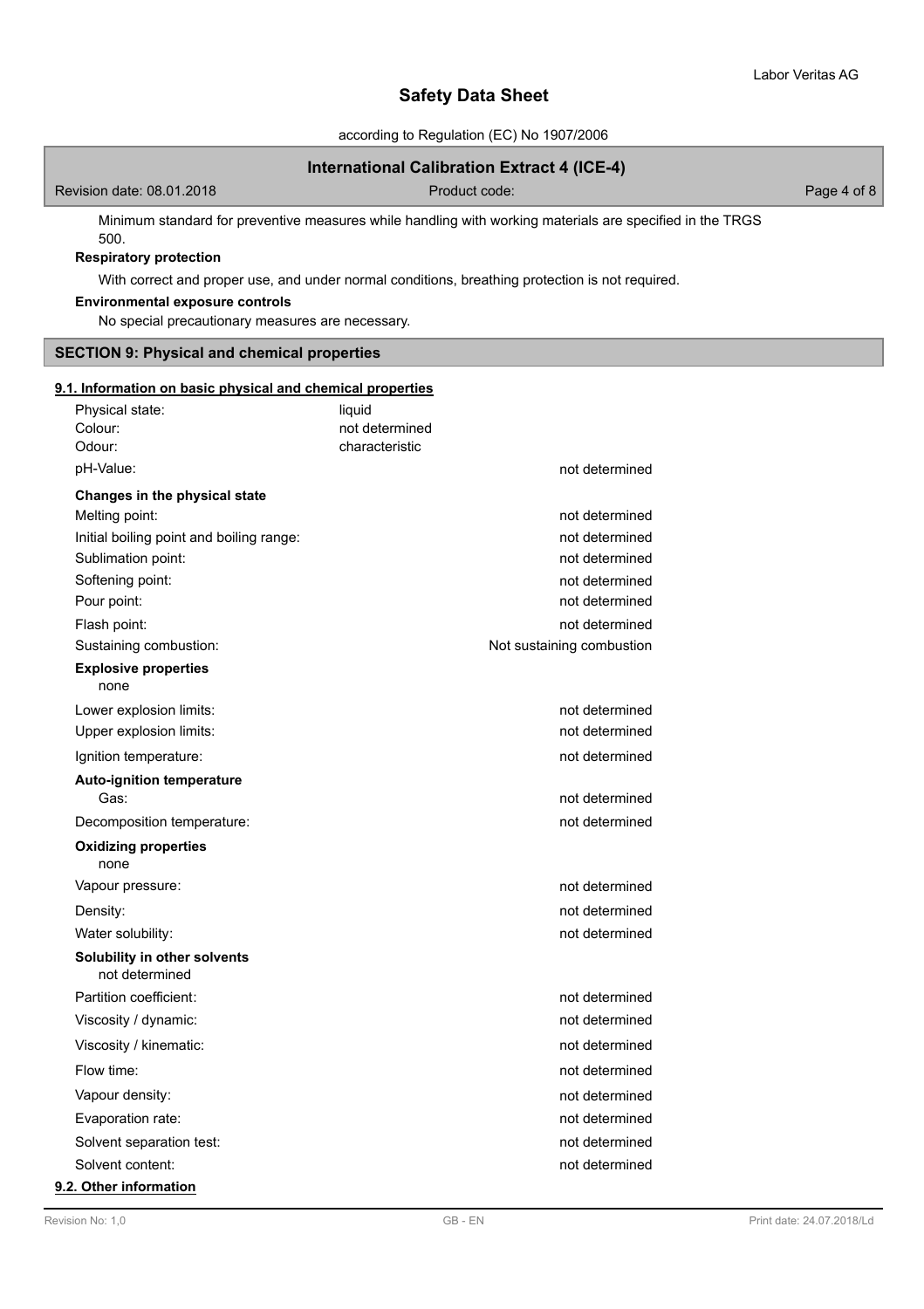Minimum standard for preventive measures while handling with working materials are specified in the TRGS 500.

**Respiratory protection**

With correct and proper use, and under normal conditions, breathing protection is not required.

**Environmental exposure controls**

No special precautionary measures are necessary.

## SECTION 9: Physical and chemical properties

### 9.1. Information on basic physical and chemical properties

| | | |
|---|---|---|
| Physical state: | liquid | |
| Colour: | not determined | |
| Odour: | characteristic | |
| pH-Value: | | not determined |
| **Changes in the physical state** | | |
| Melting point: | | not determined |
| Initial boiling point and boiling range: | | not determined |
| Sublimation point: | | not determined |
| Softening point: | | not determined |
| Pour point: | | not determined |
| Flash point: | | not determined |
| Sustaining combustion: | | Not sustaining combustion |

**Explosive properties**

none

| | |
|---|---|
| Lower explosion limits: | not determined |
| Upper explosion limits: | not determined |
| Ignition temperature: | not determined |
| **Auto-ignition temperature** | |
| Gas: | not determined |
| Decomposition temperature: | not determined |

**Oxidizing properties**

none

| | |
|---|---|
| Vapour pressure: | not determined |
| Density: | not determined |
| Water solubility: | not determined |

**Solubility in other solvents**

not determined

| | |
|---|---|
| Partition coefficient: | not determined |
| Viscosity / dynamic: | not determined |
| Viscosity / kinematic: | not determined |
| Flow time: | not determined |
| Vapour density: | not determined |
| Evaporation rate: | not determined |
| Solvent separation test: | not determined |
| Solvent content: | not determined |

### 9.2. Other information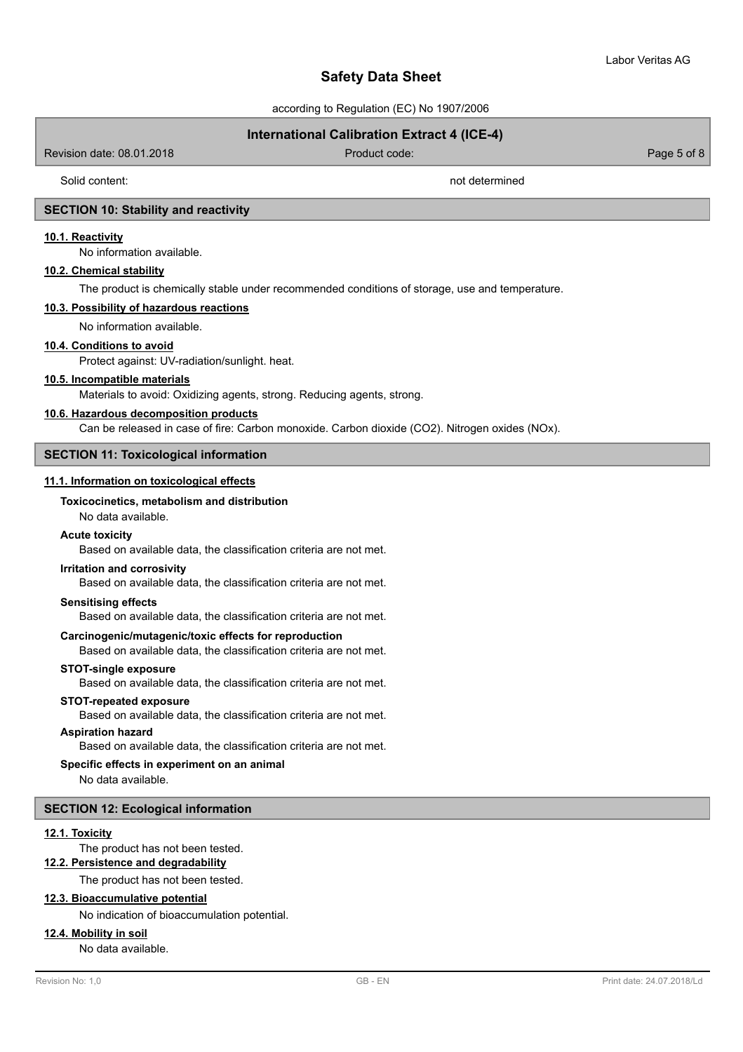Solid content: not determined

## SECTION 10: Stability and reactivity

### 10.1. Reactivity

No information available.

### 10.2. Chemical stability

The product is chemically stable under recommended conditions of storage, use and temperature.

### 10.3. Possibility of hazardous reactions

No information available.

### 10.4. Conditions to avoid

Protect against: UV-radiation/sunlight. heat.

### 10.5. Incompatible materials

Materials to avoid: Oxidizing agents, strong. Reducing agents, strong.

### 10.6. Hazardous decomposition products

Can be released in case of fire: Carbon monoxide. Carbon dioxide ($CO_2$). Nitrogen oxides ($NO_x$).

## SECTION 11: Toxicological information

### 11.1. Information on toxicological effects

**Toxicocinetics, metabolism and distribution**

No data available.

**Acute toxicity**

Based on available data, the classification criteria are not met.

**Irritation and corrosivity**

Based on available data, the classification criteria are not met.

**Sensitising effects**

Based on available data, the classification criteria are not met.

**Carcinogenic/mutagenic/toxic effects for reproduction**

Based on available data, the classification criteria are not met.

**STOT-single exposure**

Based on available data, the classification criteria are not met.

**STOT-repeated exposure**

Based on available data, the classification criteria are not met.

**Aspiration hazard**

Based on available data, the classification criteria are not met.

**Specific effects in experiment on an animal**

No data available.

## SECTION 12: Ecological information

### 12.1. Toxicity

The product has not been tested.

### 12.2. Persistence and degradability

The product has not been tested.

### 12.3. Bioaccumulative potential

No indication of bioaccumulation potential.

### 12.4. Mobility in soil

No data available.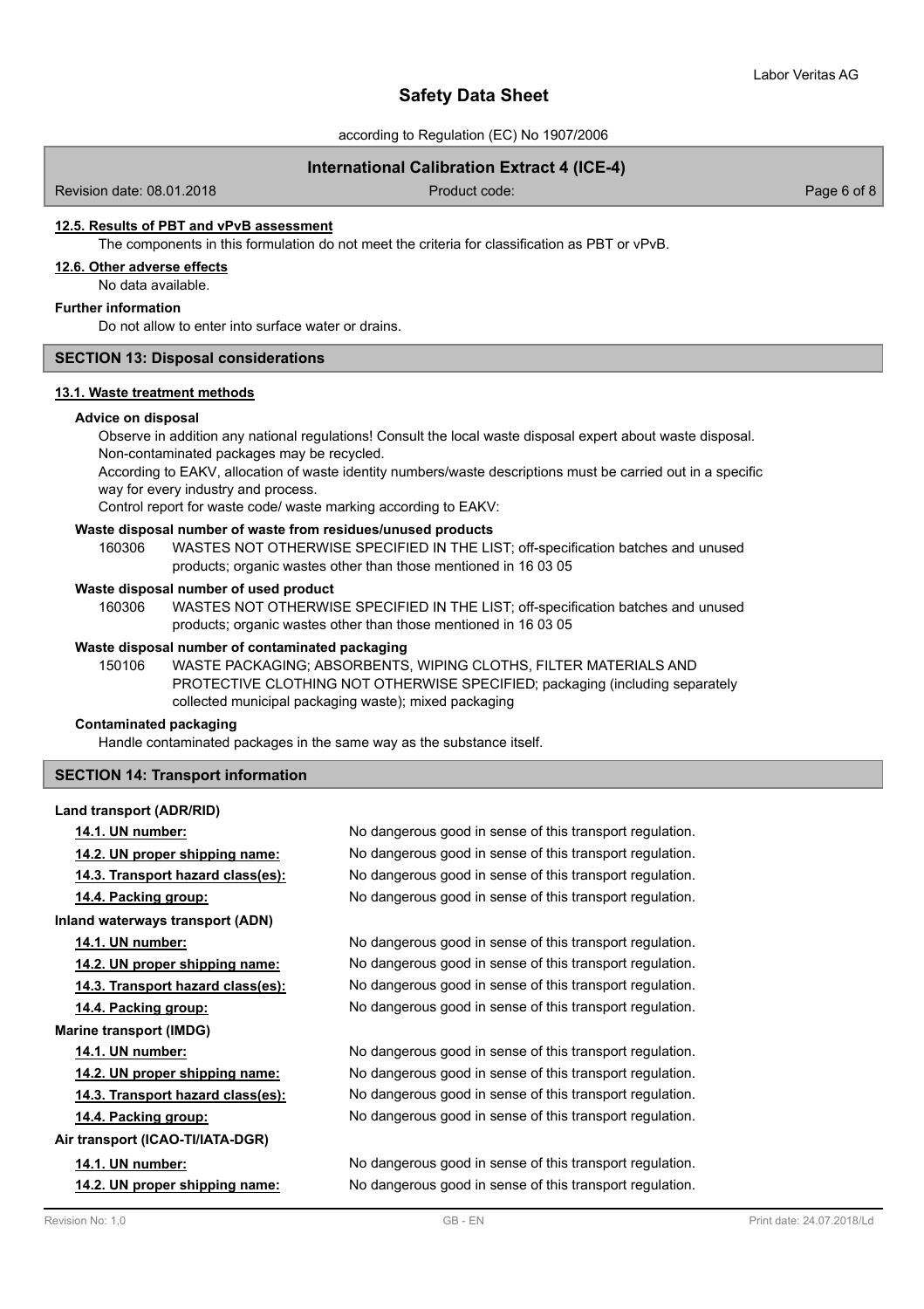#### 12.5. Results of PBT and vPvB assessment

The components in this formulation do not meet the criteria for classification as PBT or vPvB.

#### 12.6. Other adverse effects

No data available.

**Further information**

Do not allow to enter into surface water or drains.

## SECTION 13: Disposal considerations

#### 13.1. Waste treatment methods

**Advice on disposal**

Observe in addition any national regulations! Consult the local waste disposal expert about waste disposal.
Non-contaminated packages may be recycled.
According to EAKV, allocation of waste identity numbers/waste descriptions must be carried out in a specific way for every industry and process.
Control report for waste code/ waste marking according to EAKV:

**Waste disposal number of waste from residues/unused products**

160306 WASTES NOT OTHERWISE SPECIFIED IN THE LIST; off-specification batches and unused products; organic wastes other than those mentioned in 16 03 05

**Waste disposal number of used product**

160306 WASTES NOT OTHERWISE SPECIFIED IN THE LIST; off-specification batches and unused products; organic wastes other than those mentioned in 16 03 05

**Waste disposal number of contaminated packaging**

150106 WASTE PACKAGING; ABSORBENTS, WIPING CLOTHS, FILTER MATERIALS AND PROTECTIVE CLOTHING NOT OTHERWISE SPECIFIED; packaging (including separately collected municipal packaging waste); mixed packaging

**Contaminated packaging**

Handle contaminated packages in the same way as the substance itself.

## SECTION 14: Transport information

**Land transport (ADR/RID)**

| | |
|---|---|
| 14.1. UN number: | No dangerous good in sense of this transport regulation. |
| 14.2. UN proper shipping name: | No dangerous good in sense of this transport regulation. |
| 14.3. Transport hazard class(es): | No dangerous good in sense of this transport regulation. |
| 14.4. Packing group: | No dangerous good in sense of this transport regulation. |

**Inland waterways transport (ADN)**

| | |
|---|---|
| 14.1. UN number: | No dangerous good in sense of this transport regulation. |
| 14.2. UN proper shipping name: | No dangerous good in sense of this transport regulation. |
| 14.3. Transport hazard class(es): | No dangerous good in sense of this transport regulation. |
| 14.4. Packing group: | No dangerous good in sense of this transport regulation. |

**Marine transport (IMDG)**

| | |
|---|---|
| 14.1. UN number: | No dangerous good in sense of this transport regulation. |
| 14.2. UN proper shipping name: | No dangerous good in sense of this transport regulation. |
| 14.3. Transport hazard class(es): | No dangerous good in sense of this transport regulation. |
| 14.4. Packing group: | No dangerous good in sense of this transport regulation. |

**Air transport (ICAO-TI/IATA-DGR)**

| | |
|---|---|
| 14.1. UN number: | No dangerous good in sense of this transport regulation. |
| 14.2. UN proper shipping name: | No dangerous good in sense of this transport regulation. |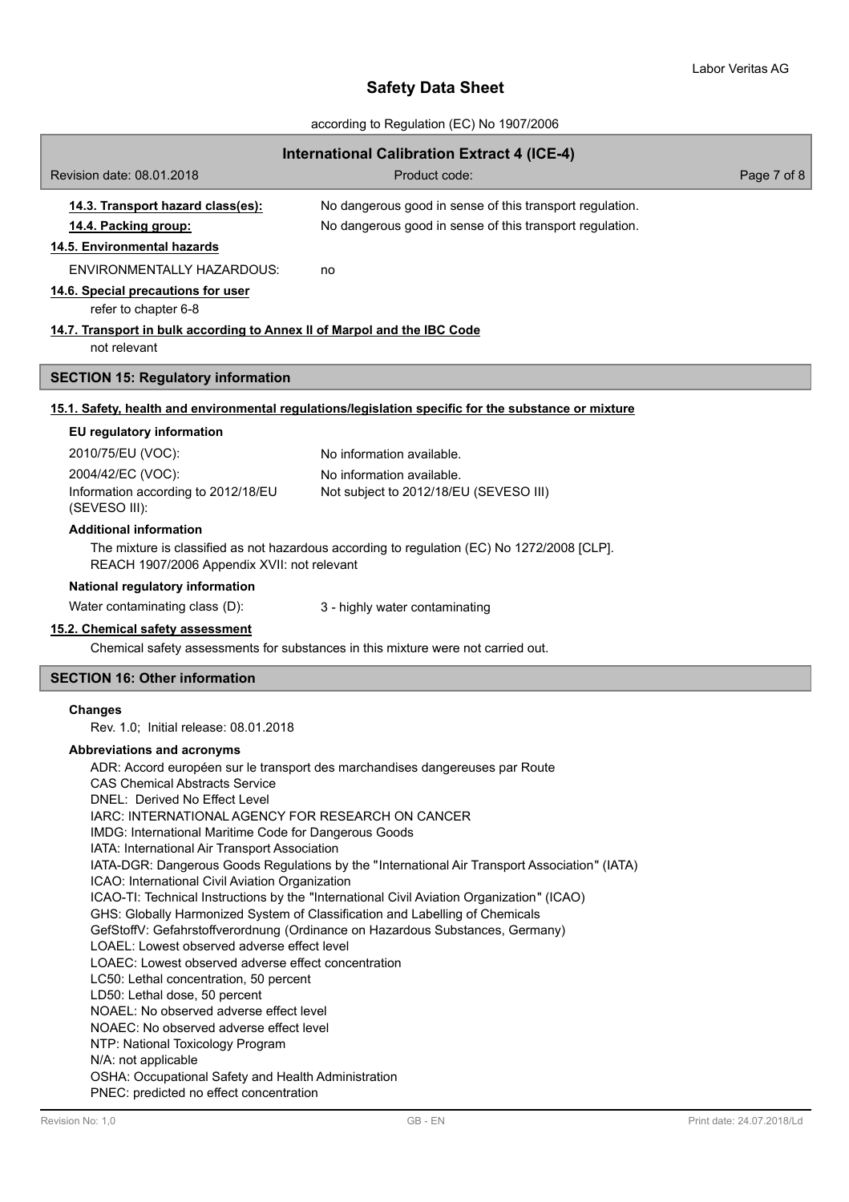**14.3. Transport hazard class(es):** No dangerous good in sense of this transport regulation.

**14.4. Packing group:** No dangerous good in sense of this transport regulation.

**14.5. Environmental hazards**

ENVIRONMENTALLY HAZARDOUS: no

**14.6. Special precautions for user**

refer to chapter 6-8

**14.7. Transport in bulk according to Annex II of Marpol and the IBC Code**

not relevant

## SECTION 15: Regulatory information

**15.1. Safety, health and environmental regulations/legislation specific for the substance or mixture**

### EU regulatory information

2010/75/EU (VOC): No information available.

2004/42/EC (VOC): No information available.

Information according to 2012/18/EU (SEVESO III): Not subject to 2012/18/EU (SEVESO III)

### Additional information

The mixture is classified as not hazardous according to regulation (EC) No 1272/2008 [CLP].
REACH 1907/2006 Appendix XVII: not relevant

### National regulatory information

Water contaminating class (D): 3 - highly water contaminating

**15.2. Chemical safety assessment**

Chemical safety assessments for substances in this mixture were not carried out.

## SECTION 16: Other information

### Changes

Rev. 1.0; Initial release: 08.01.2018

### Abbreviations and acronyms

ADR: Accord européen sur le transport des marchandises dangereuses par Route
CAS Chemical Abstracts Service
DNEL: Derived No Effect Level
IARC: INTERNATIONAL AGENCY FOR RESEARCH ON CANCER
IMDG: International Maritime Code for Dangerous Goods
IATA: International Air Transport Association
IATA-DGR: Dangerous Goods Regulations by the "International Air Transport Association" (IATA)
ICAO: International Civil Aviation Organization
ICAO-TI: Technical Instructions by the "International Civil Aviation Organization" (ICAO)
GHS: Globally Harmonized System of Classification and Labelling of Chemicals
GefStoffV: Gefahrstoffverordnung (Ordinance on Hazardous Substances, Germany)
LOAEL: Lowest observed adverse effect level
LOAEC: Lowest observed adverse effect concentration
LC50: Lethal concentration, 50 percent
LD50: Lethal dose, 50 percent
NOAEL: No observed adverse effect level
NOAEC: No observed adverse effect level
NTP: National Toxicology Program
N/A: not applicable
OSHA: Occupational Safety and Health Administration
PNEC: predicted no effect concentration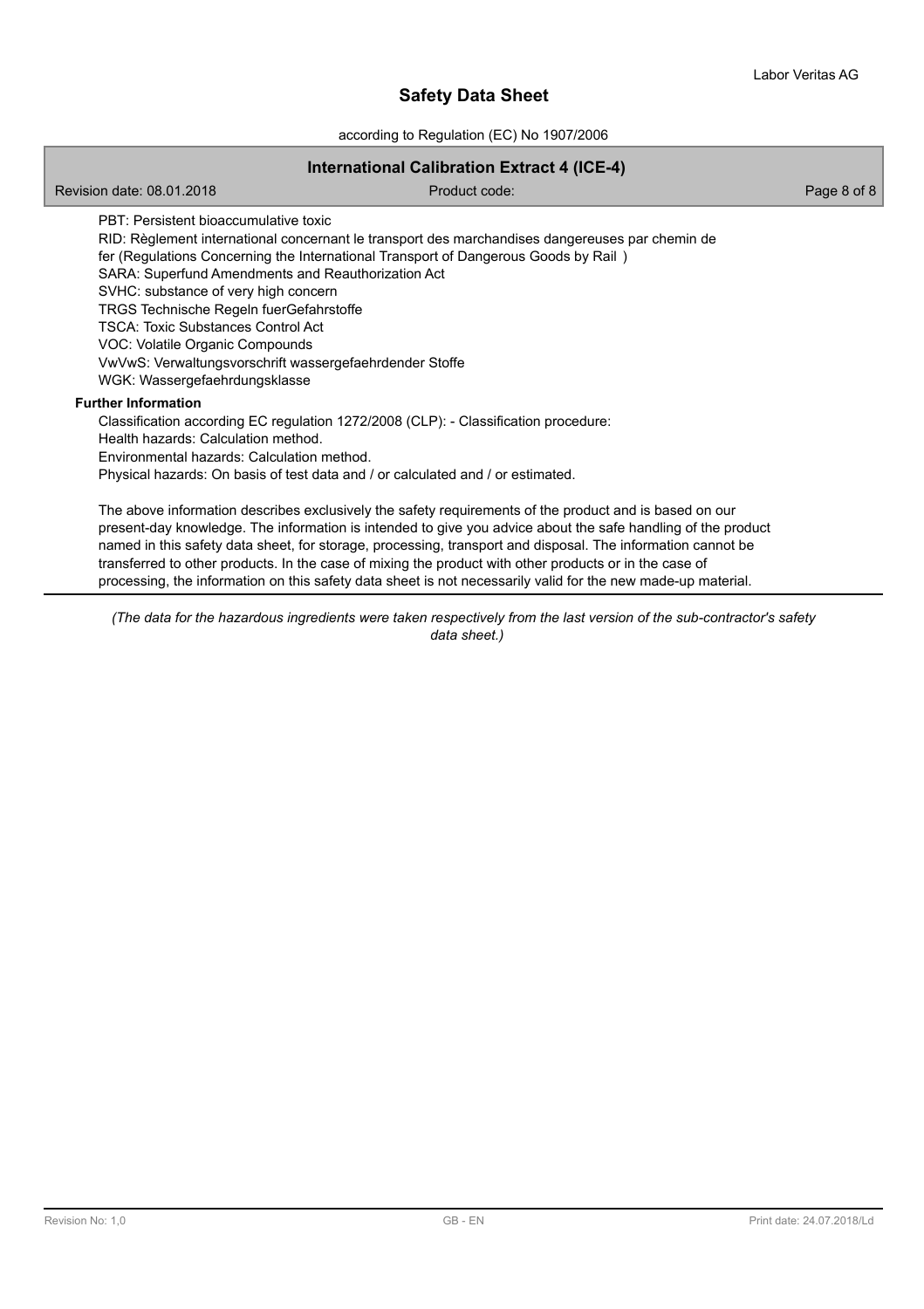PBT: Persistent bioaccumulative toxic
RID: Règlement international concernant le transport des marchandises dangereuses par chemin de fer (Regulations Concerning the International Transport of Dangerous Goods by Rail )
SARA: Superfund Amendments and Reauthorization Act
SVHC: substance of very high concern
TRGS Technische Regeln fuerGefahrstoffe
TSCA: Toxic Substances Control Act
VOC: Volatile Organic Compounds
VwVwS: Verwaltungsvorschrift wassergefaehrdender Stoffe
WGK: Wassergefaehrdungsklasse

**Further Information**

Classification according EC regulation 1272/2008 (CLP): - Classification procedure:
Health hazards: Calculation method.
Environmental hazards: Calculation method.
Physical hazards: On basis of test data and / or calculated and / or estimated.

The above information describes exclusively the safety requirements of the product and is based on our present-day knowledge. The information is intended to give you advice about the safe handling of the product named in this safety data sheet, for storage, processing, transport and disposal. The information cannot be transferred to other products. In the case of mixing the product with other products or in the case of processing, the information on this safety data sheet is not necessarily valid for the new made-up material.

---

*(The data for the hazardous ingredients were taken respectively from the last version of the sub-contractor's safety data sheet.)*